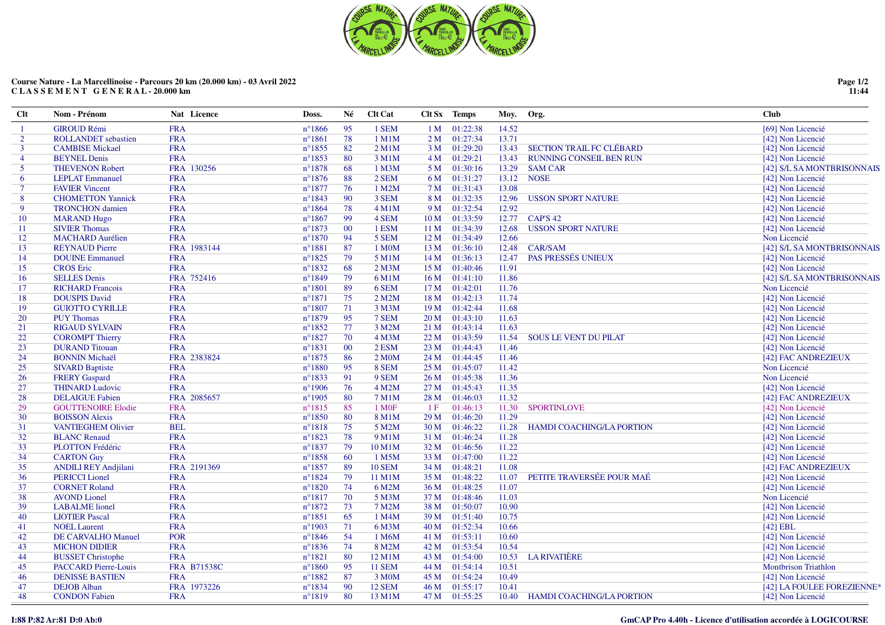**Course Nature - La Marcellinoise - Parcours 20 km (20.000 km) - 03 Avril 2022**
**C L A S S E M E N T   G E N E R A L - 20.000 km**

| Clt | Nom - Prénom | Nat | Licence | Doss. | Né | Clt Cat | Clt Sx | Temps | Moy. | Org. | Club |
|---|---|---|---|---|---|---|---|---|---|---|---|
| 1 | GIROUD Rémi | FRA | | n°1866 | 95 | 1 SEM | 1 M | 01:22:38 | 14.52 | | [69] Non Licencié |
| 2 | ROLLANDET sebastien | FRA | | n°1861 | 78 | 1 M1M | 2 M | 01:27:34 | 13.71 | | [42] Non Licencié |
| 3 | CAMBISE Mickael | FRA | | n°1855 | 82 | 2 M1M | 3 M | 01:29:20 | 13.43 | SECTION TRAIL FC CLÉBARD | [42] Non Licencié |
| 4 | BEYNEL Denis | FRA | | n°1853 | 80 | 3 M1M | 4 M | 01:29:21 | 13.43 | RUNNING CONSEIL BEN RUN | [42] Non Licencié |
| 5 | THEVENON Robert | FRA | 130256 | n°1878 | 68 | 1 M3M | 5 M | 01:30:16 | 13.29 | SAM CAR | [42] S/L SA MONTBRISONNAIS |
| 6 | LEPLAT Emmanuel | FRA | | n°1876 | 88 | 2 SEM | 6 M | 01:31:27 | 13.12 | NOSE | [42] Non Licencié |
| 7 | FAVIER Vincent | FRA | | n°1877 | 76 | 1 M2M | 7 M | 01:31:43 | 13.08 | | [42] Non Licencié |
| 8 | CHOMETTON Yannick | FRA | | n°1843 | 90 | 3 SEM | 8 M | 01:32:35 | 12.96 | USSON SPORT NATURE | [42] Non Licencié |
| 9 | TRONCHON damien | FRA | | n°1864 | 78 | 4 M1M | 9 M | 01:32:54 | 12.92 | | [42] Non Licencié |
| 10 | MARAND Hugo | FRA | | n°1867 | 99 | 4 SEM | 10 M | 01:33:59 | 12.77 | CAP'S 42 | [42] Non Licencié |
| 11 | SIVIER Thomas | FRA | | n°1873 | 00 | 1 ESM | 11 M | 01:34:39 | 12.68 | USSON SPORT NATURE | [42] Non Licencié |
| 12 | MACHARD Aurélien | FRA | | n°1870 | 94 | 5 SEM | 12 M | 01:34:49 | 12.66 | | Non Licencié |
| 13 | REYNAUD Pierre | FRA | 1983144 | n°1881 | 87 | 1 M0M | 13 M | 01:36:10 | 12.48 | CAR/SAM | [42] S/L SA MONTBRISONNAIS |
| 14 | DOUINE Emmanuel | FRA | | n°1825 | 79 | 5 M1M | 14 M | 01:36:13 | 12.47 | PAS PRESSÉS UNIEUX | [42] Non Licencié |
| 15 | CROS Eric | FRA | | n°1832 | 68 | 2 M3M | 15 M | 01:40:46 | 11.91 | | [42] Non Licencié |
| 16 | SELLES Denis | FRA | 752416 | n°1849 | 79 | 6 M1M | 16 M | 01:41:10 | 11.86 | | [42] S/L SA MONTBRISONNAIS |
| 17 | RICHARD Francois | FRA | | n°1801 | 89 | 6 SEM | 17 M | 01:42:01 | 11.76 | | Non Licencié |
| 18 | DOUSPIS David | FRA | | n°1871 | 75 | 2 M2M | 18 M | 01:42:13 | 11.74 | | [42] Non Licencié |
| 19 | GUIOTTO CYRILLE | FRA | | n°1807 | 71 | 3 M3M | 19 M | 01:42:44 | 11.68 | | [42] Non Licencié |
| 20 | PUY Thomas | FRA | | n°1879 | 95 | 7 SEM | 20 M | 01:43:10 | 11.63 | | [42] Non Licencié |
| 21 | RIGAUD SYLVAIN | FRA | | n°1852 | 77 | 3 M2M | 21 M | 01:43:14 | 11.63 | | [42] Non Licencié |
| 22 | COROMPT Thierry | FRA | | n°1827 | 70 | 4 M3M | 22 M | 01:43:59 | 11.54 | SOUS LE VENT DU PILAT | [42] Non Licencié |
| 23 | DURAND Titouan | FRA | | n°1831 | 00 | 2 ESM | 23 M | 01:44:43 | 11.46 | | [42] Non Licencié |
| 24 | BONNIN Michaël | FRA | 2383824 | n°1875 | 86 | 2 M0M | 24 M | 01:44:45 | 11.46 | | [42] FAC ANDREZIEUX |
| 25 | SIVARD Baptiste | FRA | | n°1880 | 95 | 8 SEM | 25 M | 01:45:07 | 11.42 | | Non Licencié |
| 26 | FRERY Gaspard | FRA | | n°1833 | 91 | 9 SEM | 26 M | 01:45:38 | 11.36 | | Non Licencié |
| 27 | THINARD Ludovic | FRA | | n°1906 | 76 | 4 M2M | 27 M | 01:45:43 | 11.35 | | [42] Non Licencié |
| 28 | DELAIGUE Fabien | FRA | 2085657 | n°1905 | 80 | 7 M1M | 28 M | 01:46:03 | 11.32 | | [42] FAC ANDREZIEUX |
| 29 | GOUTTENOIRE Elodie | FRA | | n°1815 | 85 | 1 M0F | 1 F | 01:46:13 | 11.30 | SPORTINLOVE | [42] Non Licencié |
| 30 | BOISSON Alexis | FRA | | n°1850 | 80 | 8 M1M | 29 M | 01:46:20 | 11.29 | | [42] Non Licencié |
| 31 | VANTIEGHEM Olivier | BEL | | n°1818 | 75 | 5 M2M | 30 M | 01:46:22 | 11.28 | HAMDI COACHING/LA PORTION | [42] Non Licencié |
| 32 | BLANC Renaud | FRA | | n°1823 | 78 | 9 M1M | 31 M | 01:46:24 | 11.28 | | [42] Non Licencié |
| 33 | PLOTTON Frédéric | FRA | | n°1837 | 79 | 10 M1M | 32 M | 01:46:56 | 11.22 | | [42] Non Licencié |
| 34 | CARTON Guy | FRA | | n°1858 | 60 | 1 M5M | 33 M | 01:47:00 | 11.22 | | [42] Non Licencié |
| 35 | ANDILI REY Andjilani | FRA | 2191369 | n°1857 | 89 | 10 SEM | 34 M | 01:48:21 | 11.08 | | [42] FAC ANDREZIEUX |
| 36 | PERICCI Lionel | FRA | | n°1824 | 79 | 11 M1M | 35 M | 01:48:22 | 11.07 | PETITE TRAVERSÉE POUR MAÉ | [42] Non Licencié |
| 37 | CORNET Roland | FRA | | n°1820 | 74 | 6 M2M | 36 M | 01:48:25 | 11.07 | | [42] Non Licencié |
| 38 | AVOND Lionel | FRA | | n°1817 | 70 | 5 M3M | 37 M | 01:48:46 | 11.03 | | Non Licencié |
| 39 | LABALME lionel | FRA | | n°1872 | 73 | 7 M2M | 38 M | 01:50:07 | 10.90 | | [42] Non Licencié |
| 40 | LIOTIER Pascal | FRA | | n°1851 | 65 | 1 M4M | 39 M | 01:51:40 | 10.75 | | [42] Non Licencié |
| 41 | NOEL Laurent | FRA | | n°1903 | 71 | 6 M3M | 40 M | 01:52:34 | 10.66 | | [42] EBL |
| 42 | DE CARVALHO Manuel | POR | | n°1846 | 54 | 1 M6M | 41 M | 01:53:11 | 10.60 | | [42] Non Licencié |
| 43 | MICHON DIDIER | FRA | | n°1836 | 74 | 8 M2M | 42 M | 01:53:54 | 10.54 | | [42] Non Licencié |
| 44 | BUSSET Christophe | FRA | | n°1821 | 80 | 12 M1M | 43 M | 01:54:00 | 10.53 | LA RIVATIÈRE | [42] Non Licencié |
| 45 | PACCARD Pierre-Louis | FRA | B71538C | n°1860 | 95 | 11 SEM | 44 M | 01:54:14 | 10.51 | | Montbrison Triathlon |
| 46 | DENISSE BASTIEN | FRA | | n°1882 | 87 | 3 M0M | 45 M | 01:54:24 | 10.49 | | [42] Non Licencié |
| 47 | DEJOB Alban | FRA | 1973226 | n°1834 | 90 | 12 SEM | 46 M | 01:55:17 | 10.41 | | [42] LA FOULEE FOREZIENNE* |
| 48 | CONDON Fabien | FRA | | n°1819 | 80 | 13 M1M | 47 M | 01:55:25 | 10.40 | HAMDI COACHING/LA PORTION | [42] Non Licencié |

I:88 P:82 Ar:81 D:0 Ab:0

GmCAP Pro 4.40h - Licence d'utilisation accordée à LOGICOURSE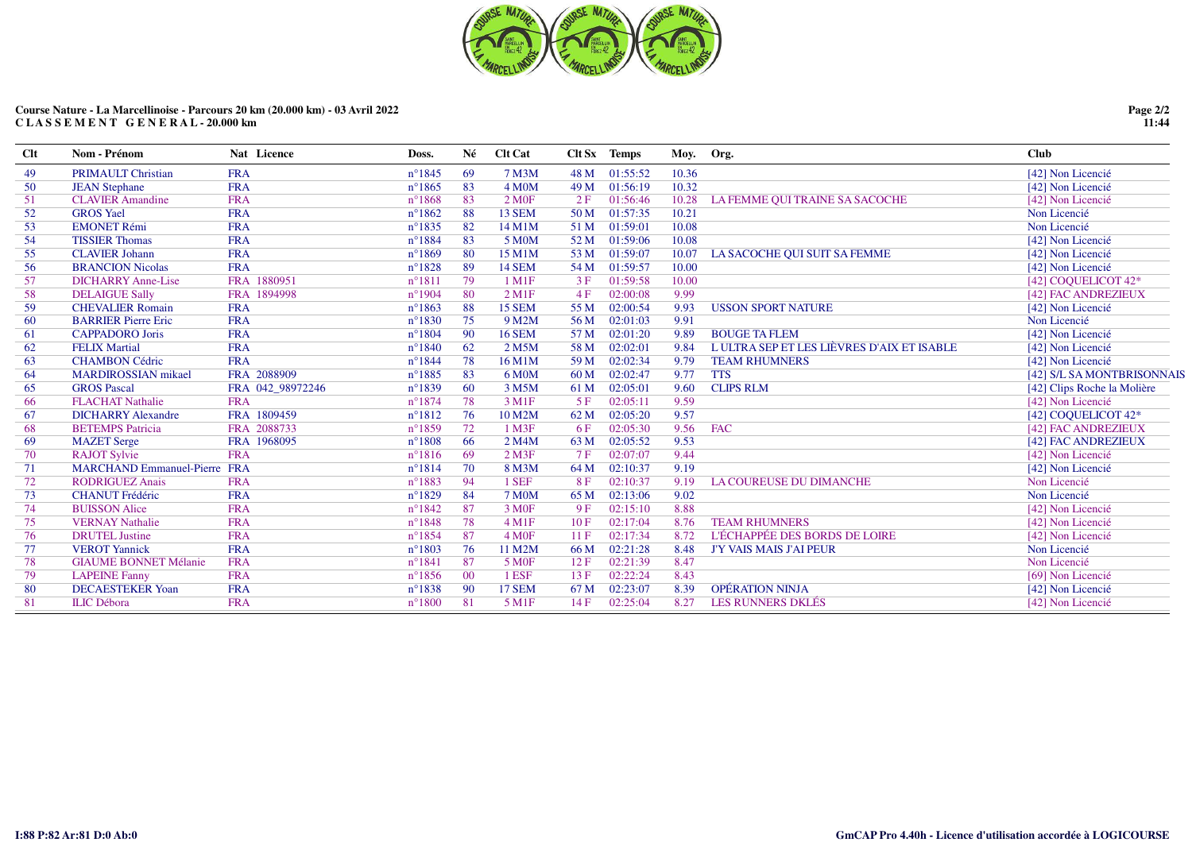**Course Nature - La Marcellinoise - Parcours 20 km (20.000 km) - 03 Avril 2022**
**C L A S S E M E N T   G E N E R A L - 20.000 km**

| Clt | Nom - Prénom | Nat | Licence | Doss. | Né | Clt Cat | Clt Sx | Temps | Moy. | Org. | Club |
|---|---|---|---|---|---|---|---|---|---|---|---|
| 49 | PRIMAULT Christian | FRA | | n°1845 | 69 | 7 M3M | 48 M | 01:55:52 | 10.36 | | [42] Non Licencié |
| 50 | JEAN Stephane | FRA | | n°1865 | 83 | 4 M0M | 49 M | 01:56:19 | 10.32 | | [42] Non Licencié |
| 51 | CLAVIER Amandine | FRA | | n°1868 | 83 | 2 M0F | 2 F | 01:56:46 | 10.28 | LA FEMME QUI TRAINE SA SACOCHE | [42] Non Licencié |
| 52 | GROS Yael | FRA | | n°1862 | 88 | 13 SEM | 50 M | 01:57:35 | 10.21 | | Non Licencié |
| 53 | EMONET Rémi | FRA | | n°1835 | 82 | 14 M1M | 51 M | 01:59:01 | 10.08 | | Non Licencié |
| 54 | TISSIER Thomas | FRA | | n°1884 | 83 | 5 M0M | 52 M | 01:59:06 | 10.08 | | [42] Non Licencié |
| 55 | CLAVIER Johann | FRA | | n°1869 | 80 | 15 M1M | 53 M | 01:59:07 | 10.07 | LA SACOCHE QUI SUIT SA FEMME | [42] Non Licencié |
| 56 | BRANCION Nicolas | FRA | | n°1828 | 89 | 14 SEM | 54 M | 01:59:57 | 10.00 | | [42] Non Licencié |
| 57 | DICHARRY Anne-Lise | FRA | 1880951 | n°1811 | 79 | 1 M1F | 3 F | 01:59:58 | 10.00 | | [42] COQUELICOT 42* |
| 58 | DELAIGUE Sally | FRA | 1894998 | n°1904 | 80 | 2 M1F | 4 F | 02:00:08 | 9.99 | | [42] FAC ANDREZIEUX |
| 59 | CHEVALIER Romain | FRA | | n°1863 | 88 | 15 SEM | 55 M | 02:00:54 | 9.93 | USSON SPORT NATURE | [42] Non Licencié |
| 60 | BARRIER Pierre Eric | FRA | | n°1830 | 75 | 9 M2M | 56 M | 02:01:03 | 9.91 | | Non Licencié |
| 61 | CAPPADORO Joris | FRA | | n°1804 | 90 | 16 SEM | 57 M | 02:01:20 | 9.89 | BOUGE TA FLEM | [42] Non Licencié |
| 62 | FELIX Martial | FRA | | n°1840 | 62 | 2 M5M | 58 M | 02:02:01 | 9.84 | L ULTRA SEP ET LES LIÈVRES D'AIX ET ISABLE | [42] Non Licencié |
| 63 | CHAMBON Cédric | FRA | | n°1844 | 78 | 16 M1M | 59 M | 02:02:34 | 9.79 | TEAM RHUMNERS | [42] Non Licencié |
| 64 | MARDIROSSIAN mikael | FRA | 2088909 | n°1885 | 83 | 6 M0M | 60 M | 02:02:47 | 9.77 | TTS | [42] S/L SA MONTBRISONNAIS |
| 65 | GROS Pascal | FRA | 042_98972246 | n°1839 | 60 | 3 M5M | 61 M | 02:05:01 | 9.60 | CLIPS RLM | [42] Clips Roche la Molière |
| 66 | FLACHAT Nathalie | FRA | | n°1874 | 78 | 3 M1F | 5 F | 02:05:11 | 9.59 | | [42] Non Licencié |
| 67 | DICHARRY Alexandre | FRA | 1809459 | n°1812 | 76 | 10 M2M | 62 M | 02:05:20 | 9.57 | | [42] COQUELICOT 42* |
| 68 | BETEMPS Patricia | FRA | 2088733 | n°1859 | 72 | 1 M3F | 6 F | 02:05:30 | 9.56 | FAC | [42] FAC ANDREZIEUX |
| 69 | MAZET Serge | FRA | 1968095 | n°1808 | 66 | 2 M4M | 63 M | 02:05:52 | 9.53 | | [42] FAC ANDREZIEUX |
| 70 | RAJOT Sylvie | FRA | | n°1816 | 69 | 2 M3F | 7 F | 02:07:07 | 9.44 | | [42] Non Licencié |
| 71 | MARCHAND Emmanuel-Pierre | FRA | | n°1814 | 70 | 8 M3M | 64 M | 02:10:37 | 9.19 | | [42] Non Licencié |
| 72 | RODRIGUEZ Anais | FRA | | n°1883 | 94 | 1 SEF | 8 F | 02:10:37 | 9.19 | LA COUREUSE DU DIMANCHE | Non Licencié |
| 73 | CHANUT Frédéric | FRA | | n°1829 | 84 | 7 M0M | 65 M | 02:13:06 | 9.02 | | Non Licencié |
| 74 | BUISSON Alice | FRA | | n°1842 | 87 | 3 M0F | 9 F | 02:15:10 | 8.88 | | [42] Non Licencié |
| 75 | VERNAY Nathalie | FRA | | n°1848 | 78 | 4 M1F | 10 F | 02:17:04 | 8.76 | TEAM RHUMNERS | [42] Non Licencié |
| 76 | DRUTEL Justine | FRA | | n°1854 | 87 | 4 M0F | 11 F | 02:17:34 | 8.72 | L'ÉCHAPPÉE DES BORDS DE LOIRE | [42] Non Licencié |
| 77 | VEROT Yannick | FRA | | n°1803 | 76 | 11 M2M | 66 M | 02:21:28 | 8.48 | J'Y VAIS MAIS J'AI PEUR | Non Licencié |
| 78 | GIAUME BONNET Mélanie | FRA | | n°1841 | 87 | 5 M0F | 12 F | 02:21:39 | 8.47 | | Non Licencié |
| 79 | LAPEINE Fanny | FRA | | n°1856 | 00 | 1 ESF | 13 F | 02:22:24 | 8.43 | | [69] Non Licencié |
| 80 | DECAESTEKER Yoan | FRA | | n°1838 | 90 | 17 SEM | 67 M | 02:23:07 | 8.39 | OPÉRATION NINJA | [42] Non Licencié |
| 81 | ILIC Débora | FRA | | n°1800 | 81 | 5 M1F | 14 F | 02:25:04 | 8.27 | LES RUNNERS DKLÉS | [42] Non Licencié |

I:88 P:82 Ar:81 D:0 Ab:0

GmCAP Pro 4.40h - Licence d'utilisation accordée à LOGICOURSE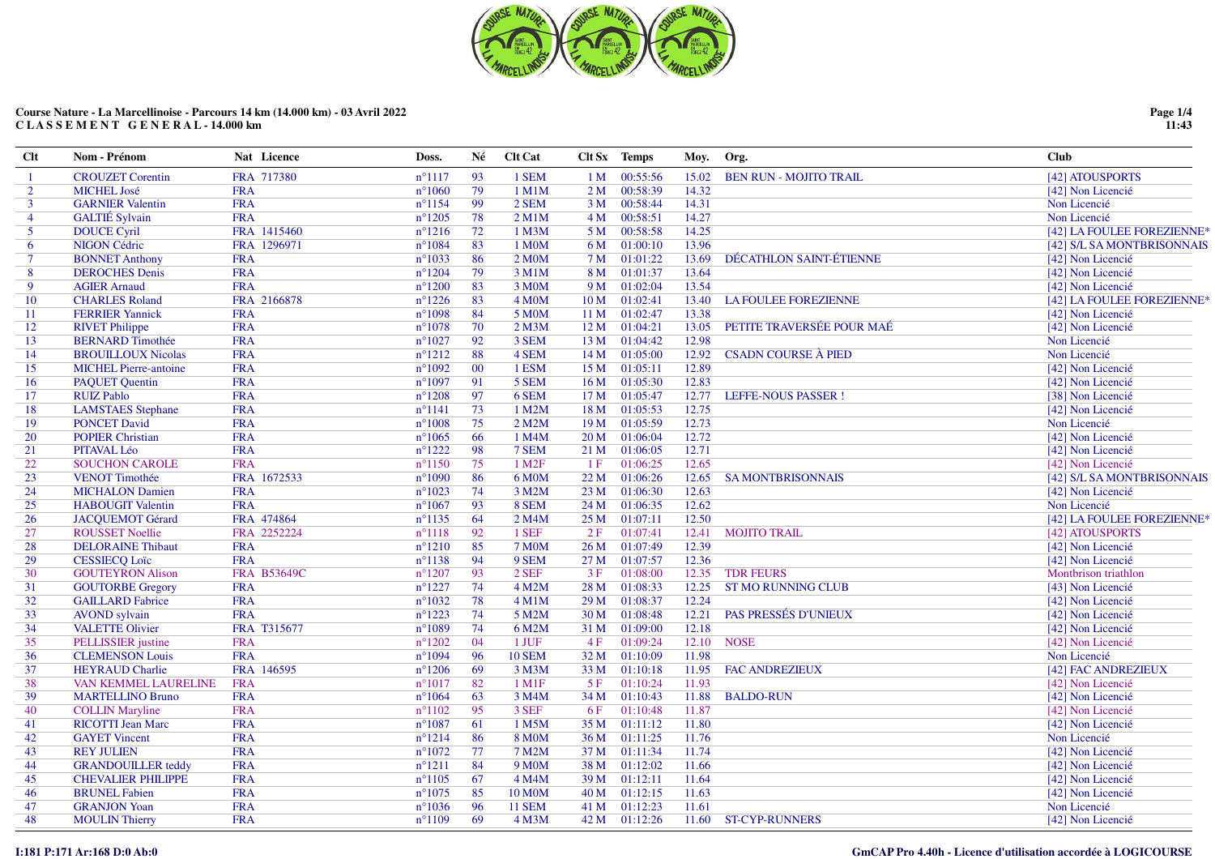**Course Nature - La Marcellinoise - Parcours 14 km (14.000 km) - 03 Avril 2022**
**C L A S S E M E N T G E N E R A L - 14.000 km**

| Clt | Nom - Prénom | Nat | Licence | Doss. | Né | Clt Cat | Clt Sx | Temps | Moy. | Org. | Club |
|---|---|---|---|---|---|---|---|---|---|---|---|
| 1 | CROUZET Corentin | FRA | 717380 | n°1117 | 93 | 1 SEM | 1 M | 00:55:56 | 15.02 | BEN RUN - MOJITO TRAIL | [42] ATOUSPORTS |
| 2 | MICHEL José | FRA | | n°1060 | 79 | 1 M1M | 2 M | 00:58:39 | 14.32 | | [42] Non Licencié |
| 3 | GARNIER Valentin | FRA | | n°1154 | 99 | 2 SEM | 3 M | 00:58:44 | 14.31 | | Non Licencié |
| 4 | GALTIÉ Sylvain | FRA | | n°1205 | 78 | 2 M1M | 4 M | 00:58:51 | 14.27 | | Non Licencié |
| 5 | DOUCE Cyril | FRA | 1415460 | n°1216 | 72 | 1 M3M | 5 M | 00:58:58 | 14.25 | | [42] LA FOULEE FOREZIENNE* |
| 6 | NIGON Cédric | FRA | 1296971 | n°1084 | 83 | 1 M0M | 6 M | 01:00:10 | 13.96 | | [42] S/L SA MONTBRISONNAIS |
| 7 | BONNET Anthony | FRA | | n°1033 | 86 | 2 M0M | 7 M | 01:01:22 | 13.69 | DÉCATHLON SAINT-ÉTIENNE | [42] Non Licencié |
| 8 | DEROCHES Denis | FRA | | n°1204 | 79 | 3 M1M | 8 M | 01:01:37 | 13.64 | | [42] Non Licencié |
| 9 | AGIER Arnaud | FRA | | n°1200 | 83 | 3 M0M | 9 M | 01:02:04 | 13.54 | | [42] Non Licencié |
| 10 | CHARLES Roland | FRA | 2166878 | n°1226 | 83 | 4 M0M | 10 M | 01:02:41 | 13.40 | LA FOULEE FOREZIENNE | [42] LA FOULEE FOREZIENNE* |
| 11 | FERRIER Yannick | FRA | | n°1098 | 84 | 5 M0M | 11 M | 01:02:47 | 13.38 | | [42] Non Licencié |
| 12 | RIVET Philippe | FRA | | n°1078 | 70 | 2 M3M | 12 M | 01:04:21 | 13.05 | PETITE TRAVERSÉE POUR MAÉ | [42] Non Licencié |
| 13 | BERNARD Timothée | FRA | | n°1027 | 92 | 3 SEM | 13 M | 01:04:42 | 12.98 | | Non Licencié |
| 14 | BROUILLOUX Nicolas | FRA | | n°1212 | 88 | 4 SEM | 14 M | 01:05:00 | 12.92 | CSADN COURSE À PIED | Non Licencié |
| 15 | MICHEL Pierre-antoine | FRA | | n°1092 | 00 | 1 ESM | 15 M | 01:05:11 | 12.89 | | [42] Non Licencié |
| 16 | PAQUET Quentin | FRA | | n°1097 | 91 | 5 SEM | 16 M | 01:05:30 | 12.83 | | [42] Non Licencié |
| 17 | RUIZ Pablo | FRA | | n°1208 | 97 | 6 SEM | 17 M | 01:05:47 | 12.77 | LEFFE-NOUS PASSER ! | [38] Non Licencié |
| 18 | LAMSTAES Stephane | FRA | | n°1141 | 73 | 1 M2M | 18 M | 01:05:53 | 12.75 | | [42] Non Licencié |
| 19 | PONCET David | FRA | | n°1008 | 75 | 2 M2M | 19 M | 01:05:59 | 12.73 | | Non Licencié |
| 20 | POPIER Christian | FRA | | n°1065 | 66 | 1 M4M | 20 M | 01:06:04 | 12.72 | | [42] Non Licencié |
| 21 | PITAVAL Léo | FRA | | n°1222 | 98 | 7 SEM | 21 M | 01:06:05 | 12.71 | | [42] Non Licencié |
| 22 | SOUCHON CAROLE | FRA | | n°1150 | 75 | 1 M2F | 1 F | 01:06:25 | 12.65 | | [42] Non Licencié |
| 23 | VENOT Timothée | FRA | 1672533 | n°1090 | 86 | 6 M0M | 22 M | 01:06:26 | 12.65 | SA MONTBRISONNAIS | [42] S/L SA MONTBRISONNAIS |
| 24 | MICHALON Damien | FRA | | n°1023 | 74 | 3 M2M | 23 M | 01:06:30 | 12.63 | | [42] Non Licencié |
| 25 | HABOUGIT Valentin | FRA | | n°1067 | 93 | 8 SEM | 24 M | 01:06:35 | 12.62 | | Non Licencié |
| 26 | JACQUEMOT Gérard | FRA | 474864 | n°1135 | 64 | 2 M4M | 25 M | 01:07:11 | 12.50 | | [42] LA FOULEE FOREZIENNE* |
| 27 | ROUSSET Noellie | FRA | 2252224 | n°1118 | 92 | 1 SEF | 2 F | 01:07:41 | 12.41 | MOJITO TRAIL | [42] ATOUSPORTS |
| 28 | DELORAINE Thibaut | FRA | | n°1210 | 85 | 7 M0M | 26 M | 01:07:49 | 12.39 | | [42] Non Licencié |
| 29 | CESSIECQ Loïc | FRA | | n°1138 | 94 | 9 SEM | 27 M | 01:07:57 | 12.36 | | [42] Non Licencié |
| 30 | GOUTEYRON Alison | FRA | B53649C | n°1207 | 93 | 2 SEF | 3 F | 01:08:00 | 12.35 | TDR FEURS | Montbrison triathlon |
| 31 | GOUTORBE Gregory | FRA | | n°1227 | 74 | 4 M2M | 28 M | 01:08:33 | 12.25 | ST MO RUNNING CLUB | [43] Non Licencié |
| 32 | GAILLARD Fabrice | FRA | | n°1032 | 78 | 4 M1M | 29 M | 01:08:37 | 12.24 | | [42] Non Licencié |
| 33 | AVOND sylvain | FRA | | n°1223 | 74 | 5 M2M | 30 M | 01:08:48 | 12.21 | PAS PRESSÉS D'UNIEUX | [42] Non Licencié |
| 34 | VALETTE Olivier | FRA | T315677 | n°1089 | 74 | 6 M2M | 31 M | 01:09:00 | 12.18 | | [42] Non Licencié |
| 35 | PELLISSIER justine | FRA | | n°1202 | 04 | 1 JUF | 4 F | 01:09:24 | 12.10 | NOSE | [42] Non Licencié |
| 36 | CLEMENSON Louis | FRA | | n°1094 | 96 | 10 SEM | 32 M | 01:10:09 | 11.98 | | Non Licencié |
| 37 | HEYRAUD Charlie | FRA | 146595 | n°1206 | 69 | 3 M3M | 33 M | 01:10:18 | 11.95 | FAC ANDREZIEUX | [42] FAC ANDREZIEUX |
| 38 | VAN KEMMEL LAURELINE | FRA | | n°1017 | 82 | 1 M1F | 5 F | 01:10:24 | 11.93 | | [42] Non Licencié |
| 39 | MARTELLINO Bruno | FRA | | n°1064 | 63 | 3 M4M | 34 M | 01:10:43 | 11.88 | BALDO-RUN | [42] Non Licencié |
| 40 | COLLIN Maryline | FRA | | n°1102 | 95 | 3 SEF | 6 F | 01:10:48 | 11.87 | | [42] Non Licencié |
| 41 | RICOTTI Jean Marc | FRA | | n°1087 | 61 | 1 M5M | 35 M | 01:11:12 | 11.80 | | [42] Non Licencié |
| 42 | GAYET Vincent | FRA | | n°1214 | 86 | 8 M0M | 36 M | 01:11:25 | 11.76 | | Non Licencié |
| 43 | REY JULIEN | FRA | | n°1072 | 77 | 7 M2M | 37 M | 01:11:34 | 11.74 | | [42] Non Licencié |
| 44 | GRANDOUILLER teddy | FRA | | n°1211 | 84 | 9 M0M | 38 M | 01:12:02 | 11.66 | | [42] Non Licencié |
| 45 | CHEVALIER PHILIPPE | FRA | | n°1105 | 67 | 4 M4M | 39 M | 01:12:11 | 11.64 | | [42] Non Licencié |
| 46 | BRUNEL Fabien | FRA | | n°1075 | 85 | 10 M0M | 40 M | 01:12:15 | 11.63 | | [42] Non Licencié |
| 47 | GRANJON Yoan | FRA | | n°1036 | 96 | 11 SEM | 41 M | 01:12:23 | 11.61 | | Non Licencié |
| 48 | MOULIN Thierry | FRA | | n°1109 | 69 | 4 M3M | 42 M | 01:12:26 | 11.60 | ST-CYP-RUNNERS | [42] Non Licencié |

I:181 P:171 Ar:168 D:0 Ab:0

GmCAP Pro 4.40h - Licence d'utilisation accordée à LOGICOURSE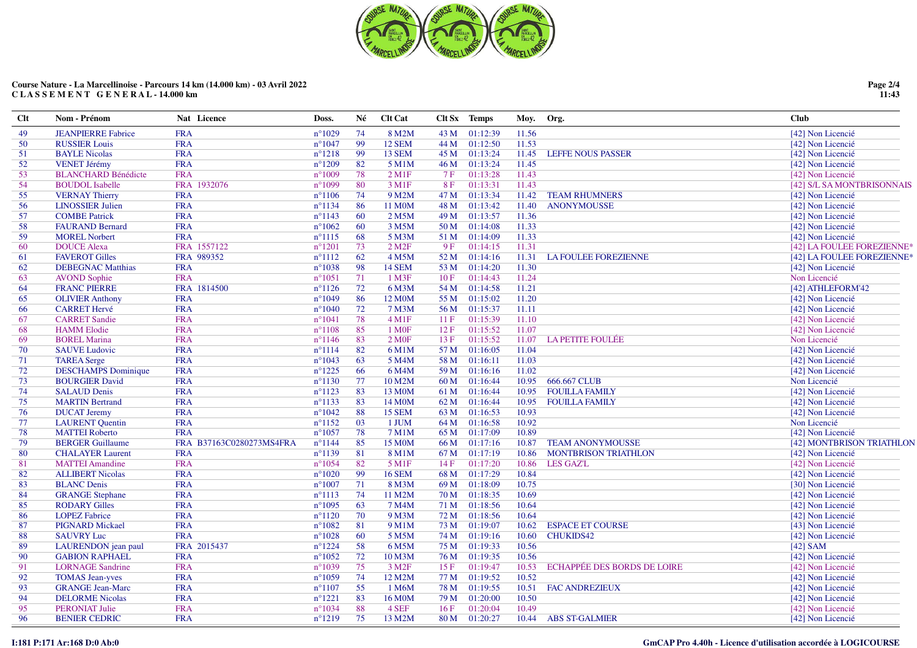**Course Nature - La Marcellinoise - Parcours 14 km (14.000 km) - 03 Avril 2022**
**C L A S S E M E N T G E N E R A L - 14.000 km**

| Clt | Nom - Prénom | Nat | Licence | Doss. | Né | Clt Cat | Clt Sx | Temps | Moy. | Org. | Club |
|---|---|---|---|---|---|---|---|---|---|---|---|
| 49 | JEANPIERRE Fabrice | FRA | | n°1029 | 74 | 8 M2M | 43 M | 01:12:39 | 11.56 | | [42] Non Licencié |
| 50 | RUSSIER Louis | FRA | | n°1047 | 99 | 12 SEM | 44 M | 01:12:50 | 11.53 | | [42] Non Licencié |
| 51 | BAYLE Nicolas | FRA | | n°1218 | 99 | 13 SEM | 45 M | 01:13:24 | 11.45 | LEFFE NOUS PASSER | [42] Non Licencié |
| 52 | VENET Jérémy | FRA | | n°1209 | 82 | 5 M1M | 46 M | 01:13:24 | 11.45 | | [42] Non Licencié |
| 53 | BLANCHARD Bénédicte | FRA | | n°1009 | 78 | 2 M1F | 7 F | 01:13:28 | 11.43 | | [42] Non Licencié |
| 54 | BOUDOL Isabelle | FRA | 1932076 | n°1099 | 80 | 3 M1F | 8 F | 01:13:31 | 11.43 | | [42] S/L SA MONTBRISONNAIS |
| 55 | VERNAY Thierry | FRA | | n°1106 | 74 | 9 M2M | 47 M | 01:13:34 | 11.42 | TEAM RHUMNERS | [42] Non Licencié |
| 56 | LINOSSIER Julien | FRA | | n°1134 | 86 | 11 M0M | 48 M | 01:13:42 | 11.40 | ANONYMOUSSE | [42] Non Licencié |
| 57 | COMBE Patrick | FRA | | n°1143 | 60 | 2 M5M | 49 M | 01:13:57 | 11.36 | | [42] Non Licencié |
| 58 | FAURAND Bernard | FRA | | n°1062 | 60 | 3 M5M | 50 M | 01:14:08 | 11.33 | | [42] Non Licencié |
| 59 | MOREL Norbert | FRA | | n°1115 | 68 | 5 M3M | 51 M | 01:14:09 | 11.33 | | [42] Non Licencié |
| 60 | DOUCE Alexa | FRA | 1557122 | n°1201 | 73 | 2 M2F | 9 F | 01:14:15 | 11.31 | | [42] LA FOULEE FOREZIENNE* |
| 61 | FAVEROT Gilles | FRA | 989352 | n°1112 | 62 | 4 M5M | 52 M | 01:14:16 | 11.31 | LA FOULEE FOREZIENNE | [42] LA FOULEE FOREZIENNE* |
| 62 | DEBEGNAC Matthias | FRA | | n°1038 | 98 | 14 SEM | 53 M | 01:14:20 | 11.30 | | [42] Non Licencié |
| 63 | AVOND Sophie | FRA | | n°1051 | 71 | 1 M3F | 10 F | 01:14:43 | 11.24 | | Non Licencié |
| 64 | FRANC PIERRE | FRA | 1814500 | n°1126 | 72 | 6 M3M | 54 M | 01:14:58 | 11.21 | | [42] ATHLEFORM'42 |
| 65 | OLIVIER Anthony | FRA | | n°1049 | 86 | 12 M0M | 55 M | 01:15:02 | 11.20 | | [42] Non Licencié |
| 66 | CARRET Hervé | FRA | | n°1040 | 72 | 7 M3M | 56 M | 01:15:37 | 11.11 | | [42] Non Licencié |
| 67 | CARRET Sandie | FRA | | n°1041 | 78 | 4 M1F | 11 F | 01:15:39 | 11.10 | | [42] Non Licencié |
| 68 | HAMM Elodie | FRA | | n°1108 | 85 | 1 M0F | 12 F | 01:15:52 | 11.07 | | [42] Non Licencié |
| 69 | BOREL Marina | FRA | | n°1146 | 83 | 2 M0F | 13 F | 01:15:52 | 11.07 | LA PETITE FOULÉE | Non Licencié |
| 70 | SAUVE Ludovic | FRA | | n°1114 | 82 | 6 M1M | 57 M | 01:16:05 | 11.04 | | [42] Non Licencié |
| 71 | TAREA Serge | FRA | | n°1043 | 63 | 5 M4M | 58 M | 01:16:11 | 11.03 | | [42] Non Licencié |
| 72 | DESCHAMPS Dominique | FRA | | n°1225 | 66 | 6 M4M | 59 M | 01:16:16 | 11.02 | | [42] Non Licencié |
| 73 | BOURGIER David | FRA | | n°1130 | 77 | 10 M2M | 60 M | 01:16:44 | 10.95 | 666.667 CLUB | Non Licencié |
| 74 | SALAUD Denis | FRA | | n°1123 | 83 | 13 M0M | 61 M | 01:16:44 | 10.95 | FOUILLA FAMILY | [42] Non Licencié |
| 75 | MARTIN Bertrand | FRA | | n°1133 | 83 | 14 M0M | 62 M | 01:16:44 | 10.95 | FOUILLA FAMILY | [42] Non Licencié |
| 76 | DUCAT Jeremy | FRA | | n°1042 | 88 | 15 SEM | 63 M | 01:16:53 | 10.93 | | [42] Non Licencié |
| 77 | LAURENT Quentin | FRA | | n°1152 | 03 | 1 JUM | 64 M | 01:16:58 | 10.92 | | Non Licencié |
| 78 | MATTEI Roberto | FRA | | n°1057 | 78 | 7 M1M | 65 M | 01:17:09 | 10.89 | | [42] Non Licencié |
| 79 | BERGER Guillaume | FRA | B37163C0280273MS4FRA | n°1144 | 85 | 15 M0M | 66 M | 01:17:16 | 10.87 | TEAM ANONYMOUSSE | [42] MONTBRISON TRIATHLON |
| 80 | CHALAYER Laurent | FRA | | n°1139 | 81 | 8 M1M | 67 M | 01:17:19 | 10.86 | MONTBRISON TRIATHLON | [42] Non Licencié |
| 81 | MATTEI Amandine | FRA | | n°1054 | 82 | 5 M1F | 14 F | 01:17:20 | 10.86 | LES GAZ'L | [42] Non Licencié |
| 82 | ALLIBERT Nicolas | FRA | | n°1020 | 99 | 16 SEM | 68 M | 01:17:29 | 10.84 | | [42] Non Licencié |
| 83 | BLANC Denis | FRA | | n°1007 | 71 | 8 M3M | 69 M | 01:18:09 | 10.75 | | [30] Non Licencié |
| 84 | GRANGE Stephane | FRA | | n°1113 | 74 | 11 M2M | 70 M | 01:18:35 | 10.69 | | [42] Non Licencié |
| 85 | RODARY Gilles | FRA | | n°1095 | 63 | 7 M4M | 71 M | 01:18:56 | 10.64 | | [42] Non Licencié |
| 86 | LOPEZ Fabrice | FRA | | n°1120 | 70 | 9 M3M | 72 M | 01:18:56 | 10.64 | | [42] Non Licencié |
| 87 | PIGNARD Mickael | FRA | | n°1082 | 81 | 9 M1M | 73 M | 01:19:07 | 10.62 | ESPACE ET COURSE | [43] Non Licencié |
| 88 | SAUVRY Luc | FRA | | n°1028 | 60 | 5 M5M | 74 M | 01:19:16 | 10.60 | CHUKIDS42 | [42] Non Licencié |
| 89 | LAURENDON jean paul | FRA | 2015437 | n°1224 | 58 | 6 M5M | 75 M | 01:19:33 | 10.56 | | [42] SAM |
| 90 | GABION RAPHAEL | FRA | | n°1052 | 72 | 10 M3M | 76 M | 01:19:35 | 10.56 | | [42] Non Licencié |
| 91 | LORNAGE Sandrine | FRA | | n°1039 | 75 | 3 M2F | 15 F | 01:19:47 | 10.53 | ECHAPPÉE DES BORDS DE LOIRE | [42] Non Licencié |
| 92 | TOMAS Jean-yves | FRA | | n°1059 | 74 | 12 M2M | 77 M | 01:19:52 | 10.52 | | [42] Non Licencié |
| 93 | GRANGE Jean-Marc | FRA | | n°1107 | 55 | 1 M6M | 78 M | 01:19:55 | 10.51 | FAC ANDREZIEUX | [42] Non Licencié |
| 94 | DELORME Nicolas | FRA | | n°1221 | 83 | 16 M0M | 79 M | 01:20:00 | 10.50 | | [42] Non Licencié |
| 95 | PERONIAT Julie | FRA | | n°1034 | 88 | 4 SEF | 16 F | 01:20:04 | 10.49 | | [42] Non Licencié |
| 96 | BENIER CEDRIC | FRA | | n°1219 | 75 | 13 M2M | 80 M | 01:20:27 | 10.44 | ABS ST-GALMIER | [42] Non Licencié |

I:181 P:171 Ar:168 D:0 Ab:0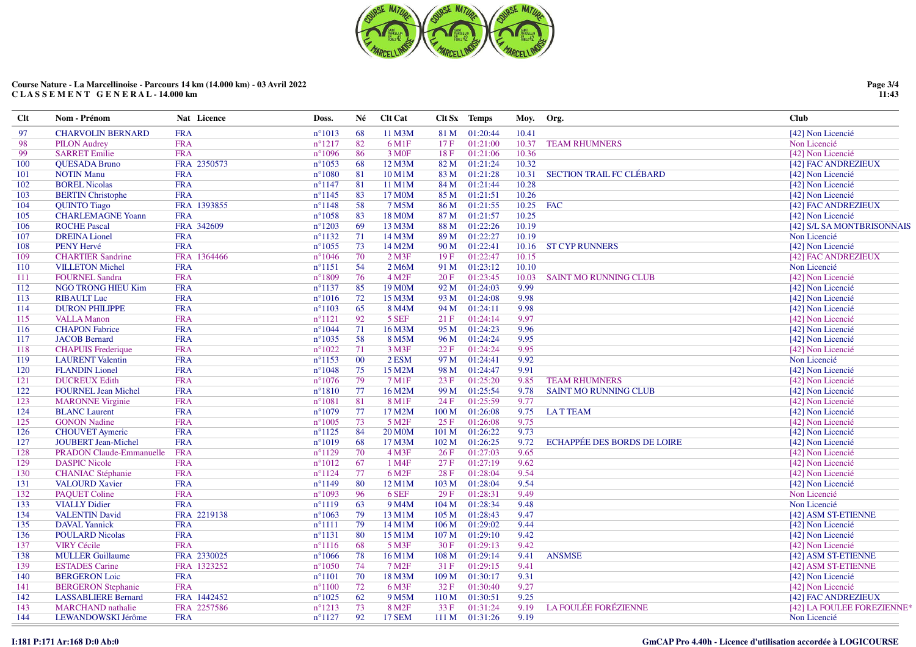**Course Nature - La Marcellinoise - Parcours 14 km (14.000 km) - 03 Avril 2022**
**C L A S S E M E N T  G E N E R A L - 14.000 km**

| Clt | Nom - Prénom | Nat | Licence | Doss. | Né | Clt Cat | Clt Sx | Temps | Moy. | Org. | Club |
|---|---|---|---|---|---|---|---|---|---|---|---|
| 97 | CHARVOLIN BERNARD | FRA | | n°1013 | 68 | 11 M3M | 81 M | 01:20:44 | 10.41 | | [42] Non Licencié |
| 98 | PILON Audrey | FRA | | n°1217 | 82 | 6 M1F | 17 F | 01:21:00 | 10.37 | TEAM RHUMNERS | Non Licencié |
| 99 | SARRET Emilie | FRA | | n°1096 | 86 | 3 M0F | 18 F | 01:21:06 | 10.36 | | [42] Non Licencié |
| 100 | QUESADA Bruno | FRA | 2350573 | n°1053 | 68 | 12 M3M | 82 M | 01:21:24 | 10.32 | | [42] FAC ANDREZIEUX |
| 101 | NOTIN Manu | FRA | | n°1080 | 81 | 10 M1M | 83 M | 01:21:28 | 10.31 | SECTION TRAIL FC CLÉBARD | [42] Non Licencié |
| 102 | BOREL Nicolas | FRA | | n°1147 | 81 | 11 M1M | 84 M | 01:21:44 | 10.28 | | [42] Non Licencié |
| 103 | BERTIN Christophe | FRA | | n°1145 | 83 | 17 M0M | 85 M | 01:21:51 | 10.26 | | [42] Non Licencié |
| 104 | QUINTO Tiago | FRA | 1393855 | n°1148 | 58 | 7 M5M | 86 M | 01:21:55 | 10.25 | FAC | [42] FAC ANDREZIEUX |
| 105 | CHARLEMAGNE Yoann | FRA | | n°1058 | 83 | 18 M0M | 87 M | 01:21:57 | 10.25 | | [42] Non Licencié |
| 106 | ROCHE Pascal | FRA | 342609 | n°1203 | 69 | 13 M3M | 88 M | 01:22:26 | 10.19 | | [42] S/L SA MONTBRISONNAIS |
| 107 | DREINA Lionel | FRA | | n°1132 | 71 | 14 M3M | 89 M | 01:22:27 | 10.19 | | Non Licencié |
| 108 | PENY Hervé | FRA | | n°1055 | 73 | 14 M2M | 90 M | 01:22:41 | 10.16 | ST CYP RUNNERS | [42] Non Licencié |
| 109 | CHARTIER Sandrine | FRA | 1364466 | n°1046 | 70 | 2 M3F | 19 F | 01:22:47 | 10.15 | | [42] FAC ANDREZIEUX |
| 110 | VILLETON Michel | FRA | | n°1151 | 54 | 2 M6M | 91 M | 01:23:12 | 10.10 | | Non Licencié |
| 111 | FOURNEL Sandra | FRA | | n°1809 | 76 | 4 M2F | 20 F | 01:23:45 | 10.03 | SAINT MO RUNNING CLUB | [42] Non Licencié |
| 112 | NGO TRONG HIEU Kim | FRA | | n°1137 | 85 | 19 M0M | 92 M | 01:24:03 | 9.99 | | [42] Non Licencié |
| 113 | RIBAULT Luc | FRA | | n°1016 | 72 | 15 M3M | 93 M | 01:24:08 | 9.98 | | [42] Non Licencié |
| 114 | DURON PHILIPPE | FRA | | n°1103 | 65 | 8 M4M | 94 M | 01:24:11 | 9.98 | | [42] Non Licencié |
| 115 | VALLA Manon | FRA | | n°1121 | 92 | 5 SEF | 21 F | 01:24:14 | 9.97 | | [42] Non Licencié |
| 116 | CHAPON Fabrice | FRA | | n°1044 | 71 | 16 M3M | 95 M | 01:24:23 | 9.96 | | [42] Non Licencié |
| 117 | JACOB Bernard | FRA | | n°1035 | 58 | 8 M5M | 96 M | 01:24:24 | 9.95 | | [42] Non Licencié |
| 118 | CHAPUIS Frederique | FRA | | n°1022 | 71 | 3 M3F | 22 F | 01:24:24 | 9.95 | | [42] Non Licencié |
| 119 | LAURENT Valentin | FRA | | n°1153 | 00 | 2 ESM | 97 M | 01:24:41 | 9.92 | | Non Licencié |
| 120 | FLANDIN Lionel | FRA | | n°1048 | 75 | 15 M2M | 98 M | 01:24:47 | 9.91 | | [42] Non Licencié |
| 121 | DUCREUX Edith | FRA | | n°1076 | 79 | 7 M1F | 23 F | 01:25:20 | 9.85 | TEAM RHUMNERS | [42] Non Licencié |
| 122 | FOURNEL Jean Michel | FRA | | n°1810 | 77 | 16 M2M | 99 M | 01:25:54 | 9.78 | SAINT MO RUNNING CLUB | [42] Non Licencié |
| 123 | MARONNE Virginie | FRA | | n°1081 | 81 | 8 M1F | 24 F | 01:25:59 | 9.77 | | [42] Non Licencié |
| 124 | BLANC Laurent | FRA | | n°1079 | 77 | 17 M2M | 100 M | 01:26:08 | 9.75 | LA T TEAM | [42] Non Licencié |
| 125 | GONON Nadine | FRA | | n°1005 | 73 | 5 M2F | 25 F | 01:26:08 | 9.75 | | [42] Non Licencié |
| 126 | CHOUVET Aymeric | FRA | | n°1125 | 84 | 20 M0M | 101 M | 01:26:22 | 9.73 | | [42] Non Licencié |
| 127 | JOUBERT Jean-Michel | FRA | | n°1019 | 68 | 17 M3M | 102 M | 01:26:25 | 9.72 | ECHAPPÉE DES BORDS DE LOIRE | [42] Non Licencié |
| 128 | PRADON Claude-Emmanuelle | FRA | | n°1129 | 70 | 4 M3F | 26 F | 01:27:03 | 9.65 | | [42] Non Licencié |
| 129 | DASPIC Nicole | FRA | | n°1012 | 67 | 1 M4F | 27 F | 01:27:19 | 9.62 | | [42] Non Licencié |
| 130 | CHANIAC Stéphanie | FRA | | n°1124 | 77 | 6 M2F | 28 F | 01:28:04 | 9.54 | | [42] Non Licencié |
| 131 | VALOURD Xavier | FRA | | n°1149 | 80 | 12 M1M | 103 M | 01:28:04 | 9.54 | | [42] Non Licencié |
| 132 | PAQUET Coline | FRA | | n°1093 | 96 | 6 SEF | 29 F | 01:28:31 | 9.49 | | Non Licencié |
| 133 | VIALLY Didier | FRA | | n°1119 | 63 | 9 M4M | 104 M | 01:28:34 | 9.48 | | Non Licencié |
| 134 | VALENTIN David | FRA | 2219138 | n°1063 | 79 | 13 M1M | 105 M | 01:28:43 | 9.47 | | [42] ASM ST-ETIENNE |
| 135 | DAVAL Yannick | FRA | | n°1111 | 79 | 14 M1M | 106 M | 01:29:02 | 9.44 | | [42] Non Licencié |
| 136 | POULARD Nicolas | FRA | | n°1131 | 80 | 15 M1M | 107 M | 01:29:10 | 9.42 | | [42] Non Licencié |
| 137 | VIRY Cécile | FRA | | n°1116 | 68 | 5 M3F | 30 F | 01:29:13 | 9.42 | | [42] Non Licencié |
| 138 | MULLER Guillaume | FRA | 2330025 | n°1066 | 78 | 16 M1M | 108 M | 01:29:14 | 9.41 | ANSMSE | [42] ASM ST-ETIENNE |
| 139 | ESTADES Carine | FRA | 1323252 | n°1050 | 74 | 7 M2F | 31 F | 01:29:15 | 9.41 | | [42] ASM ST-ETIENNE |
| 140 | BERGERON Loic | FRA | | n°1101 | 70 | 18 M3M | 109 M | 01:30:17 | 9.31 | | [42] Non Licencié |
| 141 | BERGERON Stephanie | FRA | | n°1100 | 72 | 6 M3F | 32 F | 01:30:40 | 9.27 | | [42] Non Licencié |
| 142 | LASSABLIERE Bernard | FRA | 1442452 | n°1025 | 62 | 9 M5M | 110 M | 01:30:51 | 9.25 | | [42] FAC ANDREZIEUX |
| 143 | MARCHAND nathalie | FRA | 2257586 | n°1213 | 73 | 8 M2F | 33 F | 01:31:24 | 9.19 | LA FOULÉE FORÉZIENNE | [42] LA FOULEE FOREZIENNE* |
| 144 | LEWANDOWSKI Jérôme | FRA | | n°1127 | 92 | 17 SEM | 111 M | 01:31:26 | 9.19 | | Non Licencié |

I:181 P:171 Ar:168 D:0 Ab:0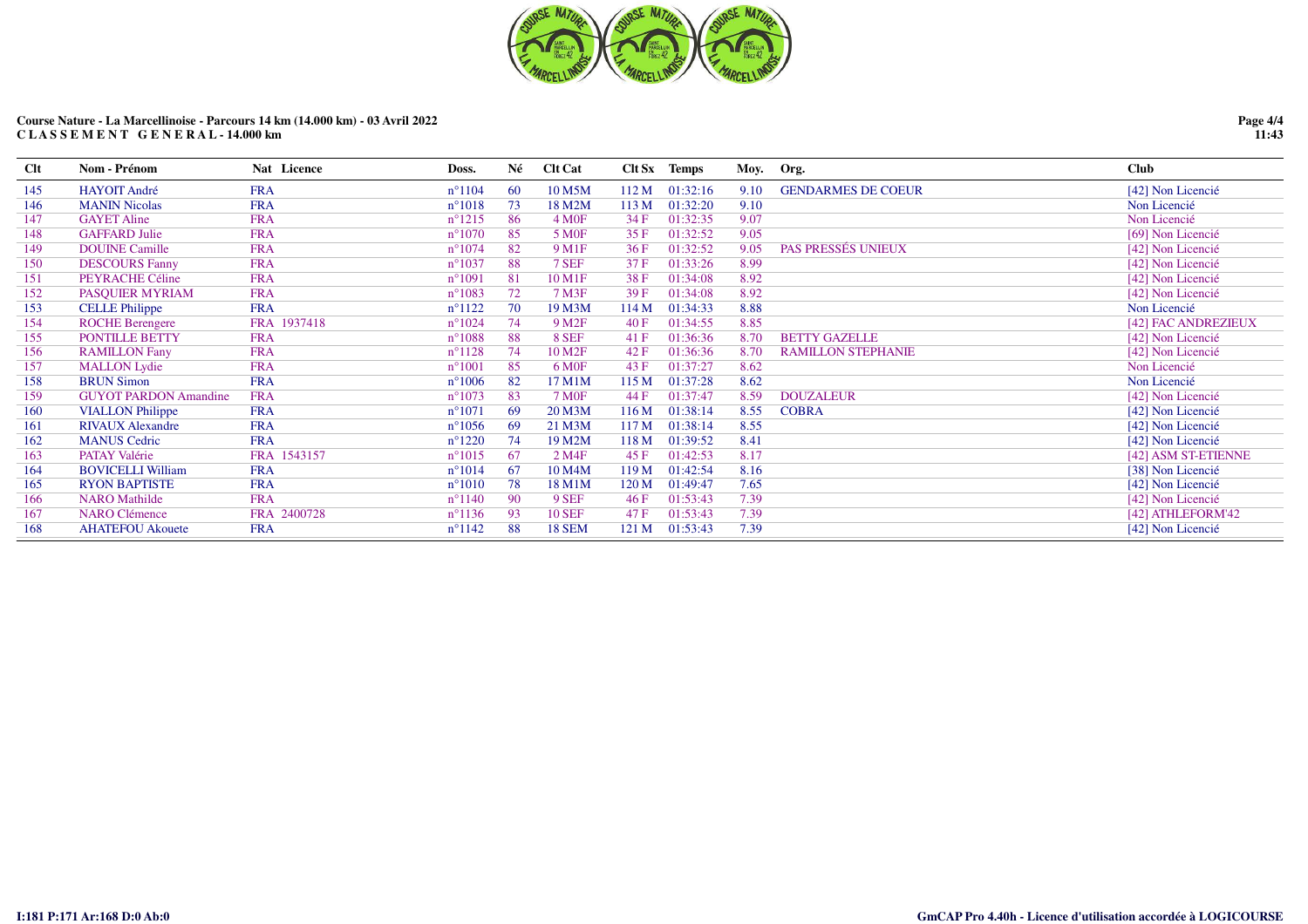**Course Nature - La Marcellinoise - Parcours 14 km (14.000 km) - 03 Avril 2022**
**C L A S S E M E N T   G E N E R A L - 14.000 km**

| Clt | Nom - Prénom | Nat | Licence | Doss. | Né | Clt Cat | Clt Sx | Temps | Moy. | Org. | Club |
|---|---|---|---|---|---|---|---|---|---|---|---|
| 145 | HAYOIT André | FRA | | n°1104 | 60 | 10 M5M | 112 M | 01:32:16 | 9.10 | GENDARMES DE COEUR | [42] Non Licencié |
| 146 | MANIN Nicolas | FRA | | n°1018 | 73 | 18 M2M | 113 M | 01:32:20 | 9.10 | | Non Licencié |
| 147 | GAYET Aline | FRA | | n°1215 | 86 | 4 M0F | 34 F | 01:32:35 | 9.07 | | Non Licencié |
| 148 | GAFFARD Julie | FRA | | n°1070 | 85 | 5 M0F | 35 F | 01:32:52 | 9.05 | | [69] Non Licencié |
| 149 | DOUINE Camille | FRA | | n°1074 | 82 | 9 M1F | 36 F | 01:32:52 | 9.05 | PAS PRESSÉS UNIEUX | [42] Non Licencié |
| 150 | DESCOURS Fanny | FRA | | n°1037 | 88 | 7 SEF | 37 F | 01:33:26 | 8.99 | | [42] Non Licencié |
| 151 | PEYRACHE Céline | FRA | | n°1091 | 81 | 10 M1F | 38 F | 01:34:08 | 8.92 | | [42] Non Licencié |
| 152 | PASQUIER MYRIAM | FRA | | n°1083 | 72 | 7 M3F | 39 F | 01:34:08 | 8.92 | | [42] Non Licencié |
| 153 | CELLE Philippe | FRA | | n°1122 | 70 | 19 M3M | 114 M | 01:34:33 | 8.88 | | Non Licencié |
| 154 | ROCHE Berengere | FRA | 1937418 | n°1024 | 74 | 9 M2F | 40 F | 01:34:55 | 8.85 | | [42] FAC ANDREZIEUX |
| 155 | PONTILLE BETTY | FRA | | n°1088 | 88 | 8 SEF | 41 F | 01:36:36 | 8.70 | BETTY GAZELLE | [42] Non Licencié |
| 156 | RAMILLON Fany | FRA | | n°1128 | 74 | 10 M2F | 42 F | 01:36:36 | 8.70 | RAMILLON STEPHANIE | [42] Non Licencié |
| 157 | MALLON Lydie | FRA | | n°1001 | 85 | 6 M0F | 43 F | 01:37:27 | 8.62 | | Non Licencié |
| 158 | BRUN Simon | FRA | | n°1006 | 82 | 17 M1M | 115 M | 01:37:28 | 8.62 | | Non Licencié |
| 159 | GUYOT PARDON Amandine | FRA | | n°1073 | 83 | 7 M0F | 44 F | 01:37:47 | 8.59 | DOUZALEUR | [42] Non Licencié |
| 160 | VIALLON Philippe | FRA | | n°1071 | 69 | 20 M3M | 116 M | 01:38:14 | 8.55 | COBRA | [42] Non Licencié |
| 161 | RIVAUX Alexandre | FRA | | n°1056 | 69 | 21 M3M | 117 M | 01:38:14 | 8.55 | | [42] Non Licencié |
| 162 | MANUS Cedric | FRA | | n°1220 | 74 | 19 M2M | 118 M | 01:39:52 | 8.41 | | [42] Non Licencié |
| 163 | PATAY Valérie | FRA | 1543157 | n°1015 | 67 | 2 M4F | 45 F | 01:42:53 | 8.17 | | [42] ASM ST-ETIENNE |
| 164 | BOVICELLI William | FRA | | n°1014 | 67 | 10 M4M | 119 M | 01:42:54 | 8.16 | | [38] Non Licencié |
| 165 | RYON BAPTISTE | FRA | | n°1010 | 78 | 18 M1M | 120 M | 01:49:47 | 7.65 | | [42] Non Licencié |
| 166 | NARO Mathilde | FRA | | n°1140 | 90 | 9 SEF | 46 F | 01:53:43 | 7.39 | | [42] Non Licencié |
| 167 | NARO Clémence | FRA | 2400728 | n°1136 | 93 | 10 SEF | 47 F | 01:53:43 | 7.39 | | [42] ATHLEFORM'42 |
| 168 | AHATEFOU Akouete | FRA | | n°1142 | 88 | 18 SEM | 121 M | 01:53:43 | 7.39 | | [42] Non Licencié |

I:181 P:171 Ar:168 D:0 Ab:0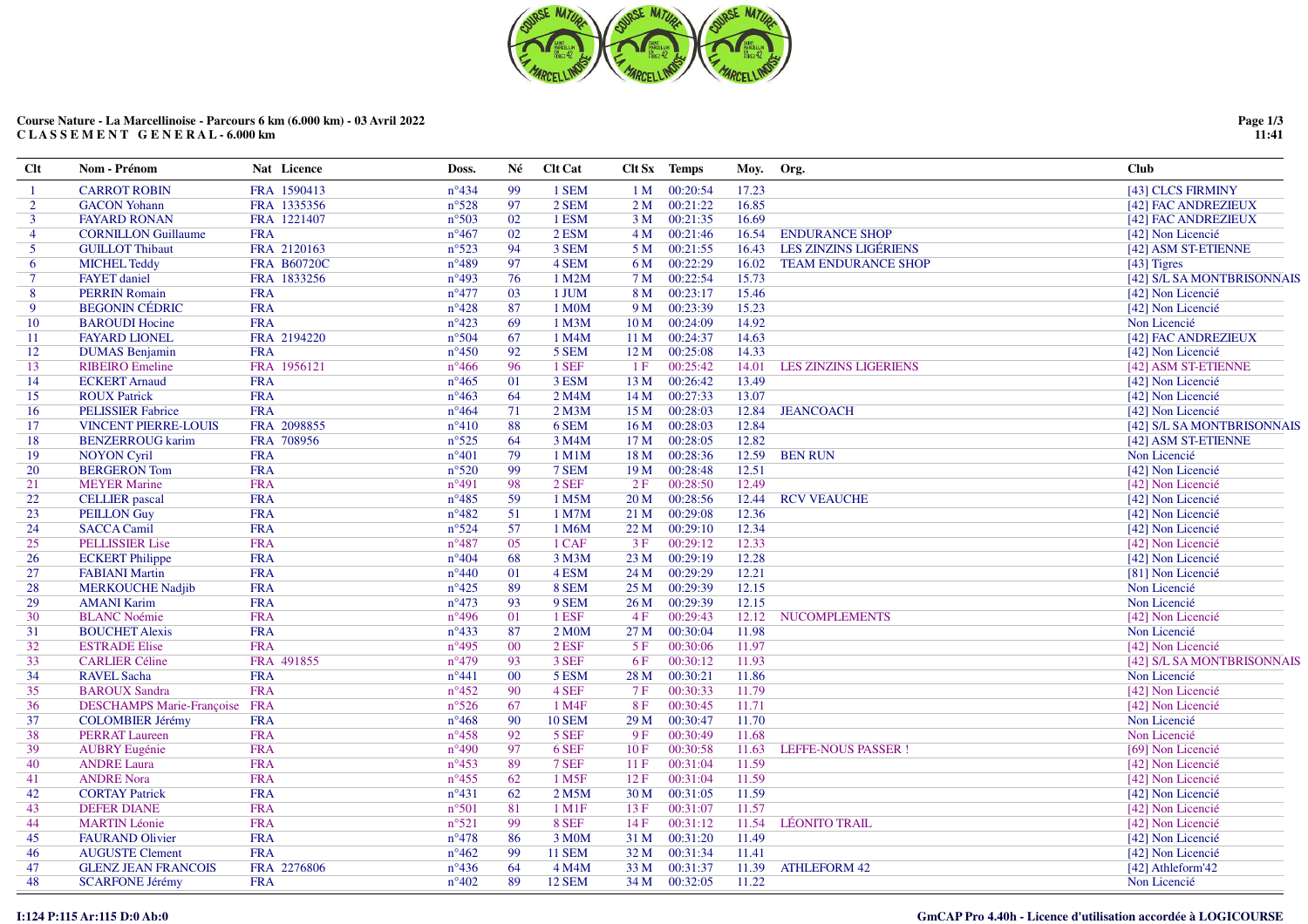**Course Nature - La Marcellinoise - Parcours 6 km (6.000 km) - 03 Avril 2022**
**C L A S S E M E N T   G E N E R A L - 6.000 km**

| Clt | Nom - Prénom | Nat | Licence | Doss. | Né | Clt Cat | Clt Sx | Temps | Moy. | Org. | Club |
|---|---|---|---|---|---|---|---|---|---|---|---|
| 1 | CARROT ROBIN | FRA | 1590413 | n°434 | 99 | 1 SEM | 1 M | 00:20:54 | 17.23 | | [43] CLCS FIRMINY |
| 2 | GACON Yohann | FRA | 1335356 | n°528 | 97 | 2 SEM | 2 M | 00:21:22 | 16.85 | | [42] FAC ANDREZIEUX |
| 3 | FAYARD RONAN | FRA | 1221407 | n°503 | 02 | 1 ESM | 3 M | 00:21:35 | 16.69 | | [42] FAC ANDREZIEUX |
| 4 | CORNILLON Guillaume | FRA | | n°467 | 02 | 2 ESM | 4 M | 00:21:46 | 16.54 | ENDURANCE SHOP | [42] Non Licencié |
| 5 | GUILLOT Thibaut | FRA | 2120163 | n°523 | 94 | 3 SEM | 5 M | 00:21:55 | 16.43 | LES ZINZINS LIGÉRIENS | [42] ASM ST-ETIENNE |
| 6 | MICHEL Teddy | FRA | B60720C | n°489 | 97 | 4 SEM | 6 M | 00:22:29 | 16.02 | TEAM ENDURANCE SHOP | [43] Tigres |
| 7 | FAYET daniel | FRA | 1833256 | n°493 | 76 | 1 M2M | 7 M | 00:22:54 | 15.73 | | [42] S/L SA MONTBRISONNAIS |
| 8 | PERRIN Romain | FRA | | n°477 | 03 | 1 JUM | 8 M | 00:23:17 | 15.46 | | [42] Non Licencié |
| 9 | BEGONIN CÉDRIC | FRA | | n°428 | 87 | 1 M0M | 9 M | 00:23:39 | 15.23 | | [42] Non Licencié |
| 10 | BAROUDI Hocine | FRA | | n°423 | 69 | 1 M3M | 10 M | 00:24:09 | 14.92 | | Non Licencié |
| 11 | FAYARD LIONEL | FRA | 2194220 | n°504 | 67 | 1 M4M | 11 M | 00:24:37 | 14.63 | | [42] FAC ANDREZIEUX |
| 12 | DUMAS Benjamin | FRA | | n°450 | 92 | 5 SEM | 12 M | 00:25:08 | 14.33 | | [42] Non Licencié |
| 13 | RIBEIRO Emeline | FRA | 1956121 | n°466 | 96 | 1 SEF | 1 F | 00:25:42 | 14.01 | LES ZINZINS LIGERIENS | [42] ASM ST-ETIENNE |
| 14 | ECKERT Arnaud | FRA | | n°465 | 01 | 3 ESM | 13 M | 00:26:42 | 13.49 | | [42] Non Licencié |
| 15 | ROUX Patrick | FRA | | n°463 | 64 | 2 M4M | 14 M | 00:27:33 | 13.07 | | [42] Non Licencié |
| 16 | PELISSIER Fabrice | FRA | | n°464 | 71 | 2 M3M | 15 M | 00:28:03 | 12.84 | JEANCOACH | [42] Non Licencié |
| 17 | VINCENT PIERRE-LOUIS | FRA | 2098855 | n°410 | 88 | 6 SEM | 16 M | 00:28:03 | 12.84 | | [42] S/L SA MONTBRISONNAIS |
| 18 | BENZERROUG karim | FRA | 708956 | n°525 | 64 | 3 M4M | 17 M | 00:28:05 | 12.82 | | [42] ASM ST-ETIENNE |
| 19 | NOYON Cyril | FRA | | n°401 | 79 | 1 M1M | 18 M | 00:28:36 | 12.59 | BEN RUN | Non Licencié |
| 20 | BERGERON Tom | FRA | | n°520 | 99 | 7 SEM | 19 M | 00:28:48 | 12.51 | | [42] Non Licencié |
| 21 | MEYER Marine | FRA | | n°491 | 98 | 2 SEF | 2 F | 00:28:50 | 12.49 | | [42] Non Licencié |
| 22 | CELLIER pascal | FRA | | n°485 | 59 | 1 M5M | 20 M | 00:28:56 | 12.44 | RCV VEAUCHE | [42] Non Licencié |
| 23 | PEILLON Guy | FRA | | n°482 | 51 | 1 M7M | 21 M | 00:29:08 | 12.36 | | [42] Non Licencié |
| 24 | SACCA Camil | FRA | | n°524 | 57 | 1 M6M | 22 M | 00:29:10 | 12.34 | | [42] Non Licencié |
| 25 | PELLISSIER Lise | FRA | | n°487 | 05 | 1 CAF | 3 F | 00:29:12 | 12.33 | | [42] Non Licencié |
| 26 | ECKERT Philippe | FRA | | n°404 | 68 | 3 M3M | 23 M | 00:29:19 | 12.28 | | [42] Non Licencié |
| 27 | FABIANI Martin | FRA | | n°440 | 01 | 4 ESM | 24 M | 00:29:29 | 12.21 | | [81] Non Licencié |
| 28 | MERKOUCHE Nadjib | FRA | | n°425 | 89 | 8 SEM | 25 M | 00:29:39 | 12.15 | | Non Licencié |
| 29 | AMANI Karim | FRA | | n°473 | 93 | 9 SEM | 26 M | 00:29:39 | 12.15 | | Non Licencié |
| 30 | BLANC Noémie | FRA | | n°496 | 01 | 1 ESF | 4 F | 00:29:43 | 12.12 | NUCOMPLEMENTS | [42] Non Licencié |
| 31 | BOUCHET Alexis | FRA | | n°433 | 87 | 2 M0M | 27 M | 00:30:04 | 11.98 | | Non Licencié |
| 32 | ESTRADE Elise | FRA | | n°495 | 00 | 2 ESF | 5 F | 00:30:06 | 11.97 | | [42] Non Licencié |
| 33 | CARLIER Céline | FRA | 491855 | n°479 | 93 | 3 SEF | 6 F | 00:30:12 | 11.93 | | [42] S/L SA MONTBRISONNAIS |
| 34 | RAVEL Sacha | FRA | | n°441 | 00 | 5 ESM | 28 M | 00:30:21 | 11.86 | | Non Licencié |
| 35 | BAROUX Sandra | FRA | | n°452 | 90 | 4 SEF | 7 F | 00:30:33 | 11.79 | | [42] Non Licencié |
| 36 | DESCHAMPS Marie-Françoise | FRA | | n°526 | 67 | 1 M4F | 8 F | 00:30:45 | 11.71 | | [42] Non Licencié |
| 37 | COLOMBIER Jérémy | FRA | | n°468 | 90 | 10 SEM | 29 M | 00:30:47 | 11.70 | | Non Licencié |
| 38 | PERRAT Laureen | FRA | | n°458 | 92 | 5 SEF | 9 F | 00:30:49 | 11.68 | | Non Licencié |
| 39 | AUBRY Eugénie | FRA | | n°490 | 97 | 6 SEF | 10 F | 00:30:58 | 11.63 | LEFFE-NOUS PASSER ! | [69] Non Licencié |
| 40 | ANDRE Laura | FRA | | n°453 | 89 | 7 SEF | 11 F | 00:31:04 | 11.59 | | [42] Non Licencié |
| 41 | ANDRE Nora | FRA | | n°455 | 62 | 1 M5F | 12 F | 00:31:04 | 11.59 | | [42] Non Licencié |
| 42 | CORTAY Patrick | FRA | | n°431 | 62 | 2 M5M | 30 M | 00:31:05 | 11.59 | | [42] Non Licencié |
| 43 | DEFER DIANE | FRA | | n°501 | 81 | 1 M1F | 13 F | 00:31:07 | 11.57 | | [42] Non Licencié |
| 44 | MARTIN Léonie | FRA | | n°521 | 99 | 8 SEF | 14 F | 00:31:12 | 11.54 | LÉONITO TRAIL | [42] Non Licencié |
| 45 | FAURAND Olivier | FRA | | n°478 | 86 | 3 M0M | 31 M | 00:31:20 | 11.49 | | [42] Non Licencié |
| 46 | AUGUSTE Clement | FRA | | n°462 | 99 | 11 SEM | 32 M | 00:31:34 | 11.41 | | [42] Non Licencié |
| 47 | GLENZ JEAN FRANCOIS | FRA | 2276806 | n°436 | 64 | 4 M4M | 33 M | 00:31:37 | 11.39 | ATHLEFORM 42 | [42] Athleform'42 |
| 48 | SCARFONE Jérémy | FRA | | n°402 | 89 | 12 SEM | 34 M | 00:32:05 | 11.22 | | Non Licencié |

I:124 P:115 Ar:115 D:0 Ab:0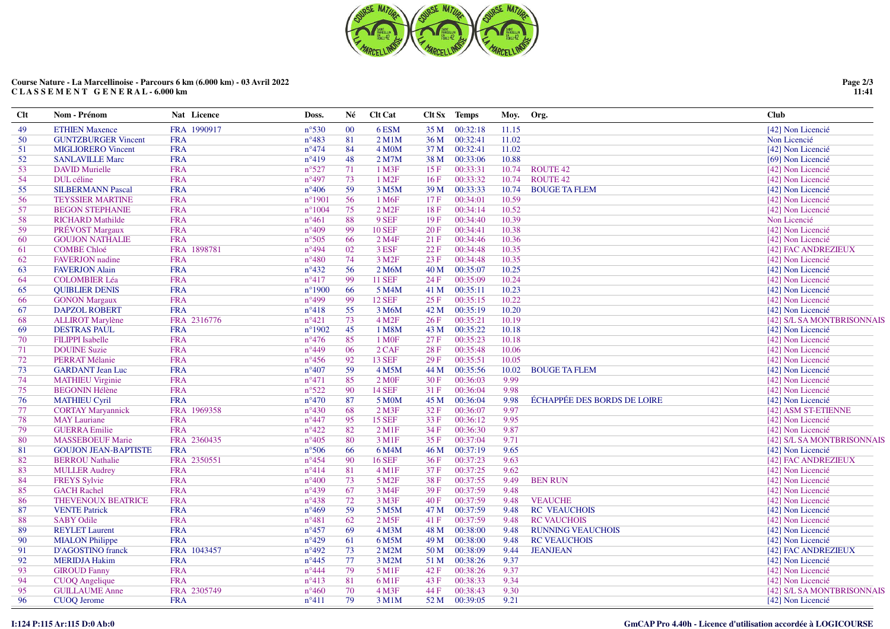Course Nature - La Marcellinoise - Parcours 6 km (6.000 km) - 03 Avril 2022
**C L A S S E M E N T  G E N E R A L - 6.000 km**

| Clt | Nom - Prénom | Nat | Licence | Doss. | Né | Clt Cat | Clt Sx | Temps | Moy. | Org. | Club |
|---|---|---|---|---|---|---|---|---|---|---|---|
| 49 | ETHIEN Maxence | FRA | 1990917 | n°530 | 00 | 6 ESM | 35 M | 00:32:18 | 11.15 | | [42] Non Licencié |
| 50 | GUNTZBURGER Vincent | FRA | | n°483 | 81 | 2 M1M | 36 M | 00:32:41 | 11.02 | | Non Licencié |
| 51 | MIGLIORERO Vincent | FRA | | n°474 | 84 | 4 M0M | 37 M | 00:32:41 | 11.02 | | [42] Non Licencié |
| 52 | SANLAVILLE Marc | FRA | | n°419 | 48 | 2 M7M | 38 M | 00:33:06 | 10.88 | | [69] Non Licencié |
| 53 | DAVID Murielle | FRA | | n°527 | 71 | 1 M3F | 15 F | 00:33:31 | 10.74 | ROUTE 42 | [42] Non Licencié |
| 54 | DUL céline | FRA | | n°497 | 73 | 1 M2F | 16 F | 00:33:32 | 10.74 | ROUTE 42 | [42] Non Licencié |
| 55 | SILBERMANN Pascal | FRA | | n°406 | 59 | 3 M5M | 39 M | 00:33:33 | 10.74 | BOUGE TA FLEM | [42] Non Licencié |
| 56 | TEYSSIER MARTINE | FRA | | n°1901 | 56 | 1 M6F | 17 F | 00:34:01 | 10.59 | | [42] Non Licencié |
| 57 | BEGON STEPHANIE | FRA | | n°1004 | 75 | 2 M2F | 18 F | 00:34:14 | 10.52 | | [42] Non Licencié |
| 58 | RICHARD Mathilde | FRA | | n°461 | 88 | 9 SEF | 19 F | 00:34:40 | 10.39 | | Non Licencié |
| 59 | PRÉVOST Margaux | FRA | | n°409 | 99 | 10 SEF | 20 F | 00:34:41 | 10.38 | | [42] Non Licencié |
| 60 | GOUJON NATHALIE | FRA | | n°505 | 66 | 2 M4F | 21 F | 00:34:46 | 10.36 | | [42] Non Licencié |
| 61 | COMBE Chloé | FRA | 1898781 | n°494 | 02 | 3 ESF | 22 F | 00:34:48 | 10.35 | | [42] FAC ANDREZIEUX |
| 62 | FAVERJON nadine | FRA | | n°480 | 74 | 3 M2F | 23 F | 00:34:48 | 10.35 | | [42] Non Licencié |
| 63 | FAVERJON Alain | FRA | | n°432 | 56 | 2 M6M | 40 M | 00:35:07 | 10.25 | | [42] Non Licencié |
| 64 | COLOMBIER Léa | FRA | | n°417 | 99 | 11 SEF | 24 F | 00:35:09 | 10.24 | | [42] Non Licencié |
| 65 | QUIBLIER DENIS | FRA | | n°1900 | 66 | 5 M4M | 41 M | 00:35:11 | 10.23 | | [42] Non Licencié |
| 66 | GONON Margaux | FRA | | n°499 | 99 | 12 SEF | 25 F | 00:35:15 | 10.22 | | [42] Non Licencié |
| 67 | DAPZOL ROBERT | FRA | | n°418 | 55 | 3 M6M | 42 M | 00:35:19 | 10.20 | | [42] Non Licencié |
| 68 | ALLIROT Marylène | FRA | 2316776 | n°421 | 73 | 4 M2F | 26 F | 00:35:21 | 10.19 | | [42] S/L SA MONTBRISONNAIS |
| 69 | DESTRAS PAUL | FRA | | n°1902 | 45 | 1 M8M | 43 M | 00:35:22 | 10.18 | | [42] Non Licencié |
| 70 | FILIPPI Isabelle | FRA | | n°476 | 85 | 1 M0F | 27 F | 00:35:23 | 10.18 | | [42] Non Licencié |
| 71 | DOUINE Suzie | FRA | | n°449 | 06 | 2 CAF | 28 F | 00:35:48 | 10.06 | | [42] Non Licencié |
| 72 | PERRAT Mélanie | FRA | | n°456 | 92 | 13 SEF | 29 F | 00:35:51 | 10.05 | | [42] Non Licencié |
| 73 | GARDANT Jean Luc | FRA | | n°407 | 59 | 4 M5M | 44 M | 00:35:56 | 10.02 | BOUGE TA FLEM | [42] Non Licencié |
| 74 | MATHIEU Virginie | FRA | | n°471 | 85 | 2 M0F | 30 F | 00:36:03 | 9.99 | | [42] Non Licencié |
| 75 | BEGONIN Hélène | FRA | | n°522 | 90 | 14 SEF | 31 F | 00:36:04 | 9.98 | | [42] Non Licencié |
| 76 | MATHIEU Cyril | FRA | | n°470 | 87 | 5 M0M | 45 M | 00:36:04 | 9.98 | ÉCHAPPÉE DES BORDS DE LOIRE | [42] Non Licencié |
| 77 | CORTAY Maryannick | FRA | 1969358 | n°430 | 68 | 2 M3F | 32 F | 00:36:07 | 9.97 | | [42] ASM ST-ETIENNE |
| 78 | MAY Lauriane | FRA | | n°447 | 95 | 15 SEF | 33 F | 00:36:12 | 9.95 | | [42] Non Licencié |
| 79 | GUERRA Emilie | FRA | | n°422 | 82 | 2 M1F | 34 F | 00:36:30 | 9.87 | | [42] Non Licencié |
| 80 | MASSEBOEUF Marie | FRA | 2360435 | n°405 | 80 | 3 M1F | 35 F | 00:37:04 | 9.71 | | [42] S/L SA MONTBRISONNAIS |
| 81 | GOUJON JEAN-BAPTISTE | FRA | | n°506 | 66 | 6 M4M | 46 M | 00:37:19 | 9.65 | | [42] Non Licencié |
| 82 | BERROU Nathalie | FRA | 2350551 | n°454 | 90 | 16 SEF | 36 F | 00:37:23 | 9.63 | | [42] FAC ANDREZIEUX |
| 83 | MULLER Audrey | FRA | | n°414 | 81 | 4 M1F | 37 F | 00:37:25 | 9.62 | | [42] Non Licencié |
| 84 | FREYS Sylvie | FRA | | n°400 | 73 | 5 M2F | 38 F | 00:37:55 | 9.49 | BEN RUN | [42] Non Licencié |
| 85 | GACH Rachel | FRA | | n°439 | 67 | 3 M4F | 39 F | 00:37:59 | 9.48 | | [42] Non Licencié |
| 86 | THEVENOUX BEATRICE | FRA | | n°438 | 72 | 3 M3F | 40 F | 00:37:59 | 9.48 | VEAUCHE | [42] Non Licencié |
| 87 | VENTE Patrick | FRA | | n°469 | 59 | 5 M5M | 47 M | 00:37:59 | 9.48 | RC VEAUCHOIS | [42] Non Licencié |
| 88 | SABY Odile | FRA | | n°481 | 62 | 2 M5F | 41 F | 00:37:59 | 9.48 | RC VAUCHOIS | [42] Non Licencié |
| 89 | REYLET Laurent | FRA | | n°457 | 69 | 4 M3M | 48 M | 00:38:00 | 9.48 | RUNNING VEAUCHOIS | [42] Non Licencié |
| 90 | MIALON Philippe | FRA | | n°429 | 61 | 6 M5M | 49 M | 00:38:00 | 9.48 | RC VEAUCHOIS | [42] Non Licencié |
| 91 | D'AGOSTINO franck | FRA | 1043457 | n°492 | 73 | 2 M2M | 50 M | 00:38:09 | 9.44 | JEANJEAN | [42] FAC ANDREZIEUX |
| 92 | MERIDJA Hakim | FRA | | n°445 | 77 | 3 M2M | 51 M | 00:38:26 | 9.37 | | [42] Non Licencié |
| 93 | GIROUD Fanny | FRA | | n°444 | 79 | 5 M1F | 42 F | 00:38:26 | 9.37 | | [42] Non Licencié |
| 94 | CUOQ Angelique | FRA | | n°413 | 81 | 6 M1F | 43 F | 00:38:33 | 9.34 | | [42] Non Licencié |
| 95 | GUILLAUME Anne | FRA | 2305749 | n°460 | 70 | 4 M3F | 44 F | 00:38:43 | 9.30 | | [42] S/L SA MONTBRISONNAIS |
| 96 | CUOQ Jerome | FRA | | n°411 | 79 | 3 M1M | 52 M | 00:39:05 | 9.21 | | [42] Non Licencié |

I:124 P:115 Ar:115 D:0 Ab:0

GmCAP Pro 4.40h - Licence d'utilisation accordée à LOGICOURSE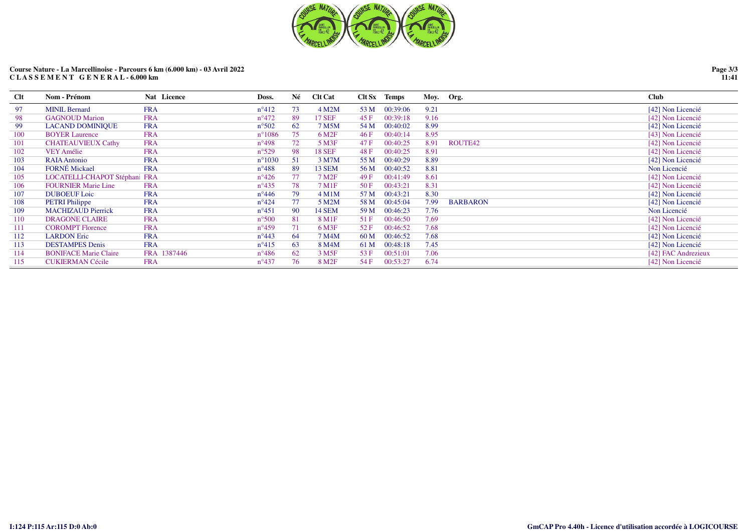**Course Nature - La Marcellinoise - Parcours 6 km (6.000 km) - 03 Avril 2022**
**C L A S S E M E N T   G E N E R A L - 6.000 km**

| Clt | Nom - Prénom | Nat | Licence | Doss. | Né | Clt Cat | Clt Sx | Temps | Moy. | Org. | Club |
|---|---|---|---|---|---|---|---|---|---|---|---|
| 97 | MINIL Bernard | FRA | | n°412 | 73 | 4 M2M | 53 M | 00:39:06 | 9.21 | | [42] Non Licencié |
| 98 | GAGNOUD Marion | FRA | | n°472 | 89 | 17 SEF | 45 F | 00:39:18 | 9.16 | | [42] Non Licencié |
| 99 | LACAND DOMINIQUE | FRA | | n°502 | 62 | 7 M5M | 54 M | 00:40:02 | 8.99 | | [42] Non Licencié |
| 100 | BOYER Laurence | FRA | | n°1086 | 75 | 6 M2F | 46 F | 00:40:14 | 8.95 | | [43] Non Licencié |
| 101 | CHATEAUVIEUX Cathy | FRA | | n°498 | 72 | 5 M3F | 47 F | 00:40:25 | 8.91 | ROUTE42 | [42] Non Licencié |
| 102 | VEY Amélie | FRA | | n°529 | 98 | 18 SEF | 48 F | 00:40:25 | 8.91 | | [42] Non Licencié |
| 103 | RAIA Antonio | FRA | | n°1030 | 51 | 3 M7M | 55 M | 00:40:29 | 8.89 | | [42] Non Licencié |
| 104 | FORNÉ Mickael | FRA | | n°488 | 89 | 13 SEM | 56 M | 00:40:52 | 8.81 | | Non Licencié |
| 105 | LOCATELLI-CHAPOT Stéphani | FRA | | n°426 | 77 | 7 M2F | 49 F | 00:41:49 | 8.61 | | [42] Non Licencié |
| 106 | FOURNIER Marie Line | FRA | | n°435 | 78 | 7 M1F | 50 F | 00:43:21 | 8.31 | | [42] Non Licencié |
| 107 | DUBOEUF Loic | FRA | | n°446 | 79 | 4 M1M | 57 M | 00:43:21 | 8.30 | | [42] Non Licencié |
| 108 | PETRI Philippe | FRA | | n°424 | 77 | 5 M2M | 58 M | 00:45:04 | 7.99 | BARBARON | [42] Non Licencié |
| 109 | MACHIZAUD Pierrick | FRA | | n°451 | 90 | 14 SEM | 59 M | 00:46:23 | 7.76 | | Non Licencié |
| 110 | DRAGONE CLAIRE | FRA | | n°500 | 81 | 8 M1F | 51 F | 00:46:50 | 7.69 | | [42] Non Licencié |
| 111 | COROMPT Florence | FRA | | n°459 | 71 | 6 M3F | 52 F | 00:46:52 | 7.68 | | [42] Non Licencié |
| 112 | LARDON Eric | FRA | | n°443 | 64 | 7 M4M | 60 M | 00:46:52 | 7.68 | | [42] Non Licencié |
| 113 | DESTAMPES Denis | FRA | | n°415 | 63 | 8 M4M | 61 M | 00:48:18 | 7.45 | | [42] Non Licencié |
| 114 | BONIFACE Marie Claire | FRA | 1387446 | n°486 | 62 | 3 M5F | 53 F | 00:51:01 | 7.06 | | [42] FAC Andrezieux |
| 115 | CUKIERMAN Cécile | FRA | | n°437 | 76 | 8 M2F | 54 F | 00:53:27 | 6.74 | | [42] Non Licencié |

I:124 P:115 Ar:115 D:0 Ab:0